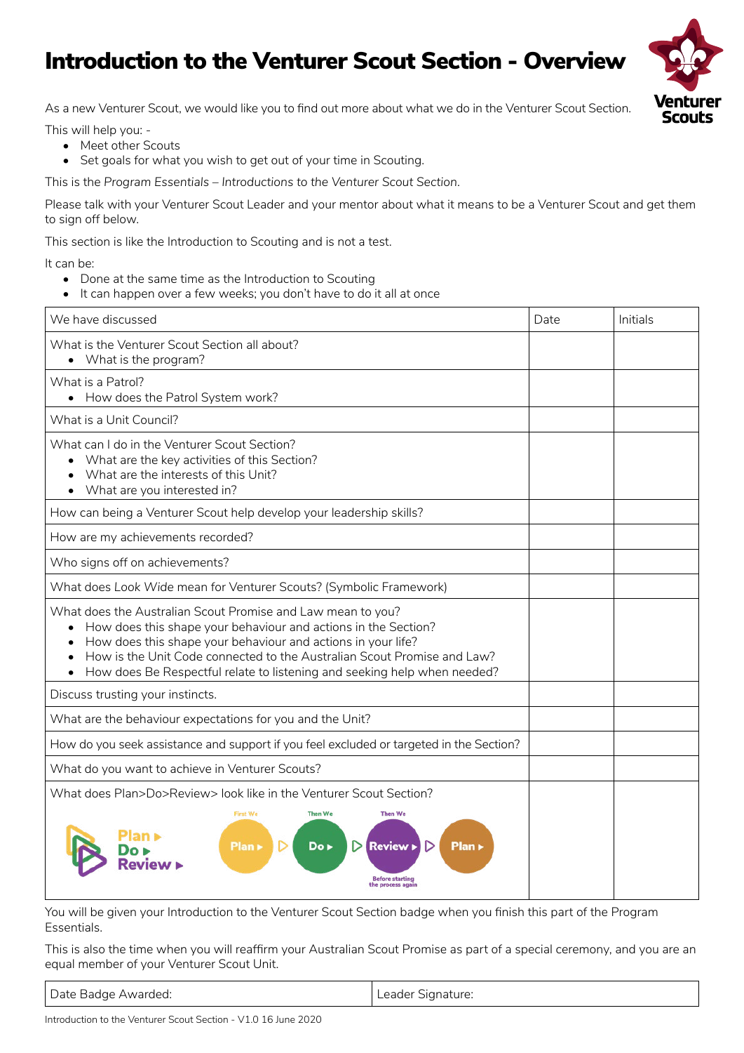# Introduction to the Venturer Scout Section - Overview

As a new Venturer Scout, we would like you to find out more about what we do in the Venturer Scout Section.

This will help you: -

- Meet other Scouts
- Set goals for what you wish to get out of your time in Scouting.

This is the *Program Essentials – Introductions to the Venturer Scout Section*.

Please talk with your Venturer Scout Leader and your mentor about what it means to be a Venturer Scout and get them to sign off below.

This section is like the Introduction to Scouting and is not a test.

It can be:

- Done at the same time as the Introduction to Scouting
- It can happen over a few weeks; you don't have to do it all at once

| We have discussed | Date | Initials |
|---|---|---|
| What is the Venturer Scout Section all about?<br>• What is the program? | | |
| What is a Patrol?<br>• How does the Patrol System work? | | |
| What is a Unit Council? | | |
| What can I do in the Venturer Scout Section?<br>• What are the key activities of this Section?<br>• What are the interests of this Unit?<br>• What are you interested in? | | |
| How can being a Venturer Scout help develop your leadership skills? | | |
| How are my achievements recorded? | | |
| Who signs off on achievements? | | |
| What does *Look Wide* mean for Venturer Scouts? (Symbolic Framework) | | |
| What does the Australian Scout Promise and Law mean to you?<br>• How does this shape your behaviour and actions in the Section?<br>• How does this shape your behaviour and actions in your life?<br>• How is the Unit Code connected to the Australian Scout Promise and Law?<br>• How does Be Respectful relate to listening and seeking help when needed? | | |
| Discuss trusting your instincts. | | |
| What are the behaviour expectations for you and the Unit? | | |
| How do you seek assistance and support if you feel excluded or targeted in the Section? | | |
| What do you want to achieve in Venturer Scouts? | | |
| What does Plan>Do>Review> look like in the Venturer Scout Section?<br>Plan ▸ Do ▸ Review ▸<br>First We Plan ▸ Then We Do ▸ Then We Review ▸ Plan ▸ Before starting the process again | | |

You will be given your Introduction to the Venturer Scout Section badge when you finish this part of the Program Essentials.

This is also the time when you will reaffirm your Australian Scout Promise as part of a special ceremony, and you are an equal member of your Venturer Scout Unit.

| Date Badge Awarded: | Leader Signature: |
|---|---|

Introduction to the Venturer Scout Section - V1.0 16 June 2020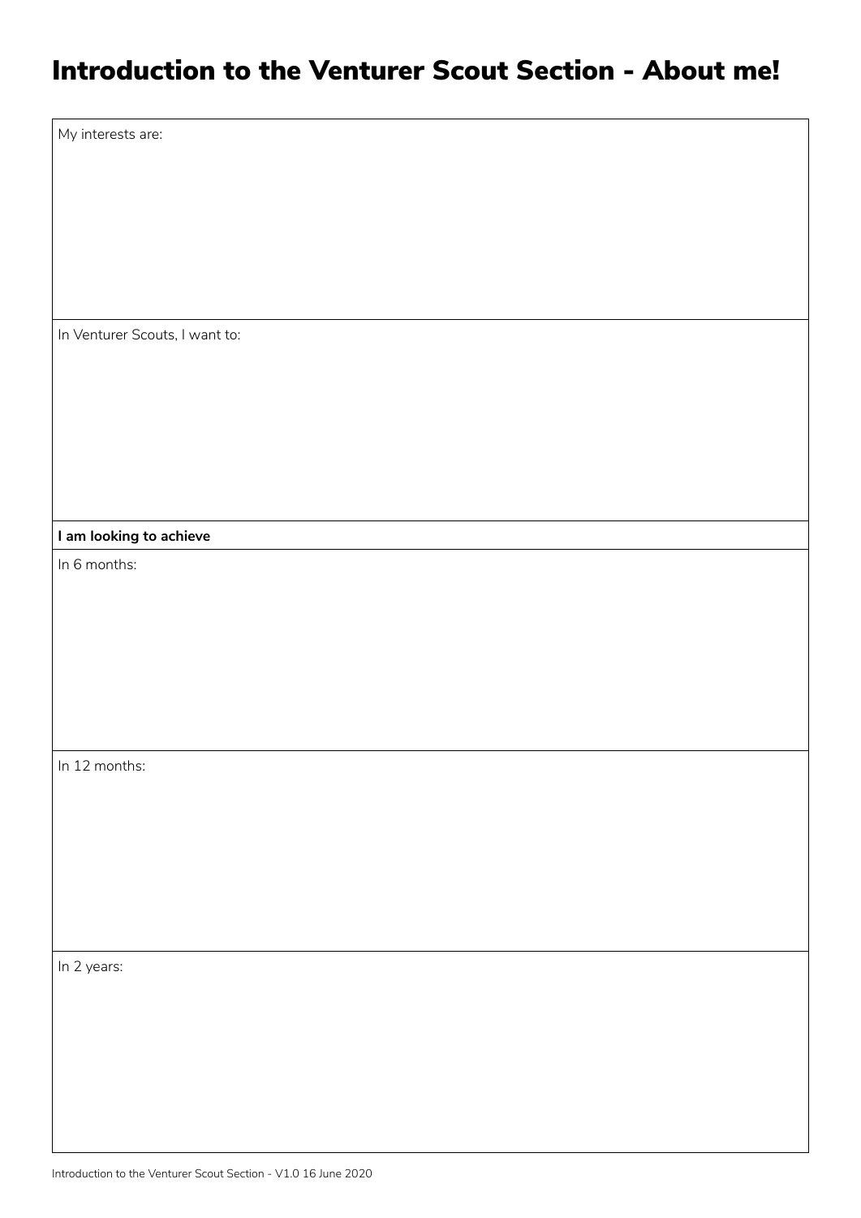# Introduction to the Venturer Scout Section - About me!

| |
|---|
| My interests are: |
| In Venturer Scouts, I want to: |
| **I am looking to achieve** |
| In 6 months: |
| In 12 months: |
| In 2 years: |